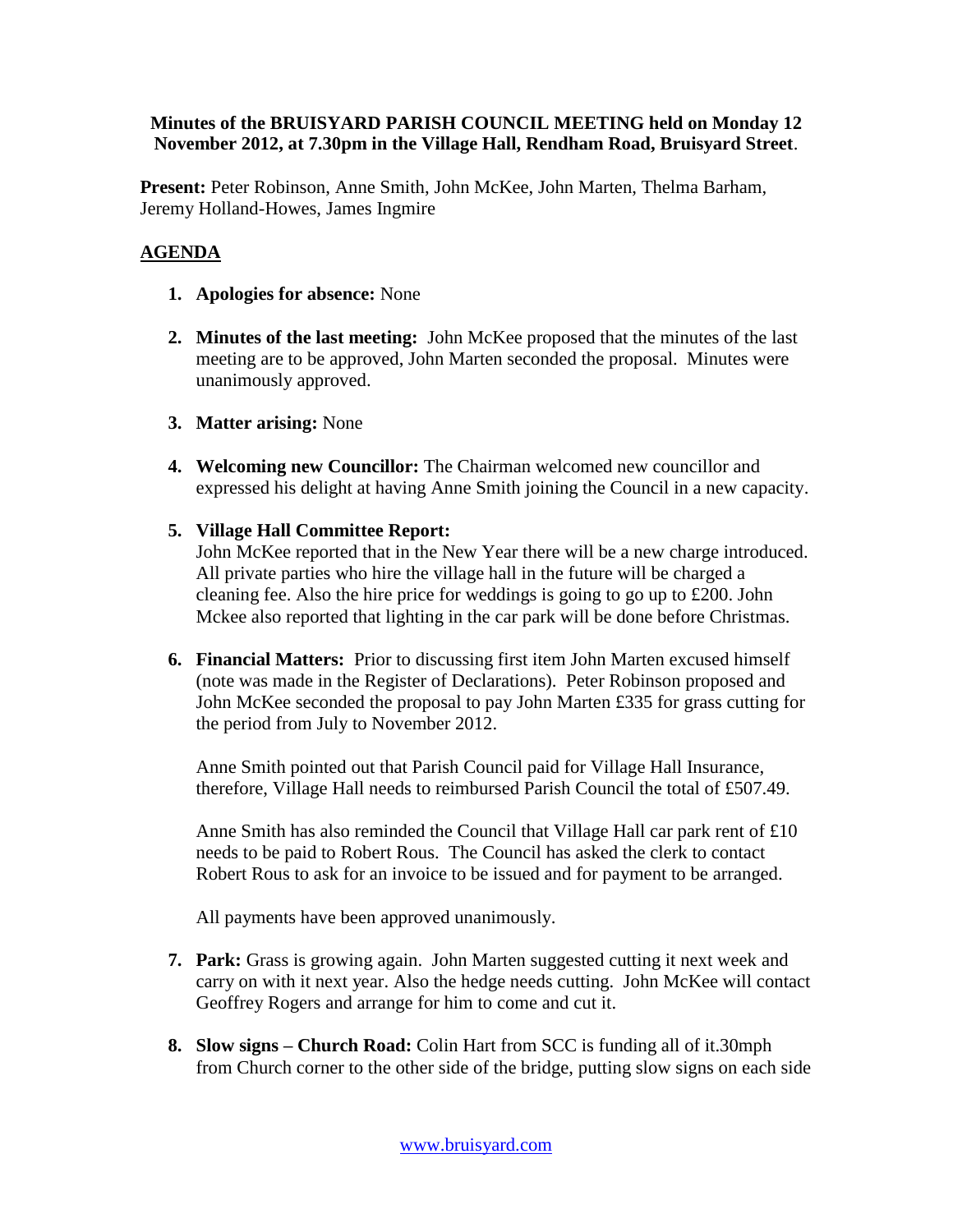**Minutes of the BRUISYARD PARISH COUNCIL MEETING held on Monday 12 November 2012, at 7.30pm in the Village Hall, Rendham Road, Bruisyard Street**.

**Present:** Peter Robinson, Anne Smith, John McKee, John Marten, Thelma Barham, Jeremy Holland-Howes, James Ingmire

## AGENDA

1. **Apologies for absence:** None

2. **Minutes of the last meeting:** John McKee proposed that the minutes of the last meeting are to be approved, John Marten seconded the proposal. Minutes were unanimously approved.

3. **Matter arising:** None

4. **Welcoming new Councillor:** The Chairman welcomed new councillor and expressed his delight at having Anne Smith joining the Council in a new capacity.

5. **Village Hall Committee Report:**
   John McKee reported that in the New Year there will be a new charge introduced. All private parties who hire the village hall in the future will be charged a cleaning fee. Also the hire price for weddings is going to go up to £200. John Mckee also reported that lighting in the car park will be done before Christmas.

6. **Financial Matters:** Prior to discussing first item John Marten excused himself (note was made in the Register of Declarations). Peter Robinson proposed and John McKee seconded the proposal to pay John Marten £335 for grass cutting for the period from July to November 2012.

   Anne Smith pointed out that Parish Council paid for Village Hall Insurance, therefore, Village Hall needs to reimbursed Parish Council the total of £507.49.

   Anne Smith has also reminded the Council that Village Hall car park rent of £10 needs to be paid to Robert Rous. The Council has asked the clerk to contact Robert Rous to ask for an invoice to be issued and for payment to be arranged.

   All payments have been approved unanimously.

7. **Park:** Grass is growing again. John Marten suggested cutting it next week and carry on with it next year. Also the hedge needs cutting. John McKee will contact Geoffrey Rogers and arrange for him to come and cut it.

8. **Slow signs – Church Road:** Colin Hart from SCC is funding all of it.30mph from Church corner to the other side of the bridge, putting slow signs on each side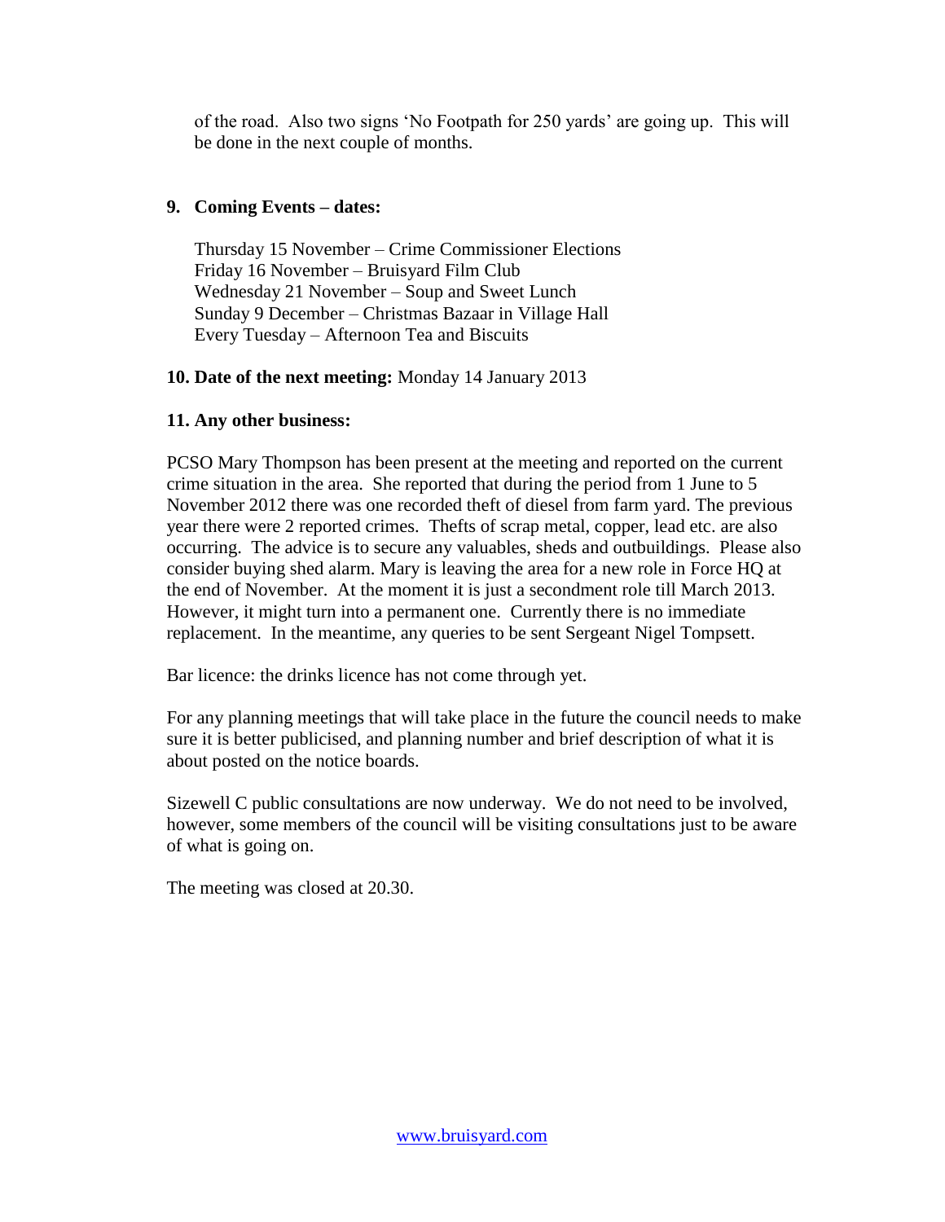of the road. Also two signs 'No Footpath for 250 yards' are going up. This will be done in the next couple of months.

**9. Coming Events – dates:**

Thursday 15 November – Crime Commissioner Elections
Friday 16 November – Bruisyard Film Club
Wednesday 21 November – Soup and Sweet Lunch
Sunday 9 December – Christmas Bazaar in Village Hall
Every Tuesday – Afternoon Tea and Biscuits

**10. Date of the next meeting:** Monday 14 January 2013

**11. Any other business:**

PCSO Mary Thompson has been present at the meeting and reported on the current crime situation in the area. She reported that during the period from 1 June to 5 November 2012 there was one recorded theft of diesel from farm yard. The previous year there were 2 reported crimes. Thefts of scrap metal, copper, lead etc. are also occurring. The advice is to secure any valuables, sheds and outbuildings. Please also consider buying shed alarm. Mary is leaving the area for a new role in Force HQ at the end of November. At the moment it is just a secondment role till March 2013. However, it might turn into a permanent one. Currently there is no immediate replacement. In the meantime, any queries to be sent Sergeant Nigel Tompsett.

Bar licence: the drinks licence has not come through yet.

For any planning meetings that will take place in the future the council needs to make sure it is better publicised, and planning number and brief description of what it is about posted on the notice boards.

Sizewell C public consultations are now underway. We do not need to be involved, however, some members of the council will be visiting consultations just to be aware of what is going on.

The meeting was closed at 20.30.

www.bruisyard.com